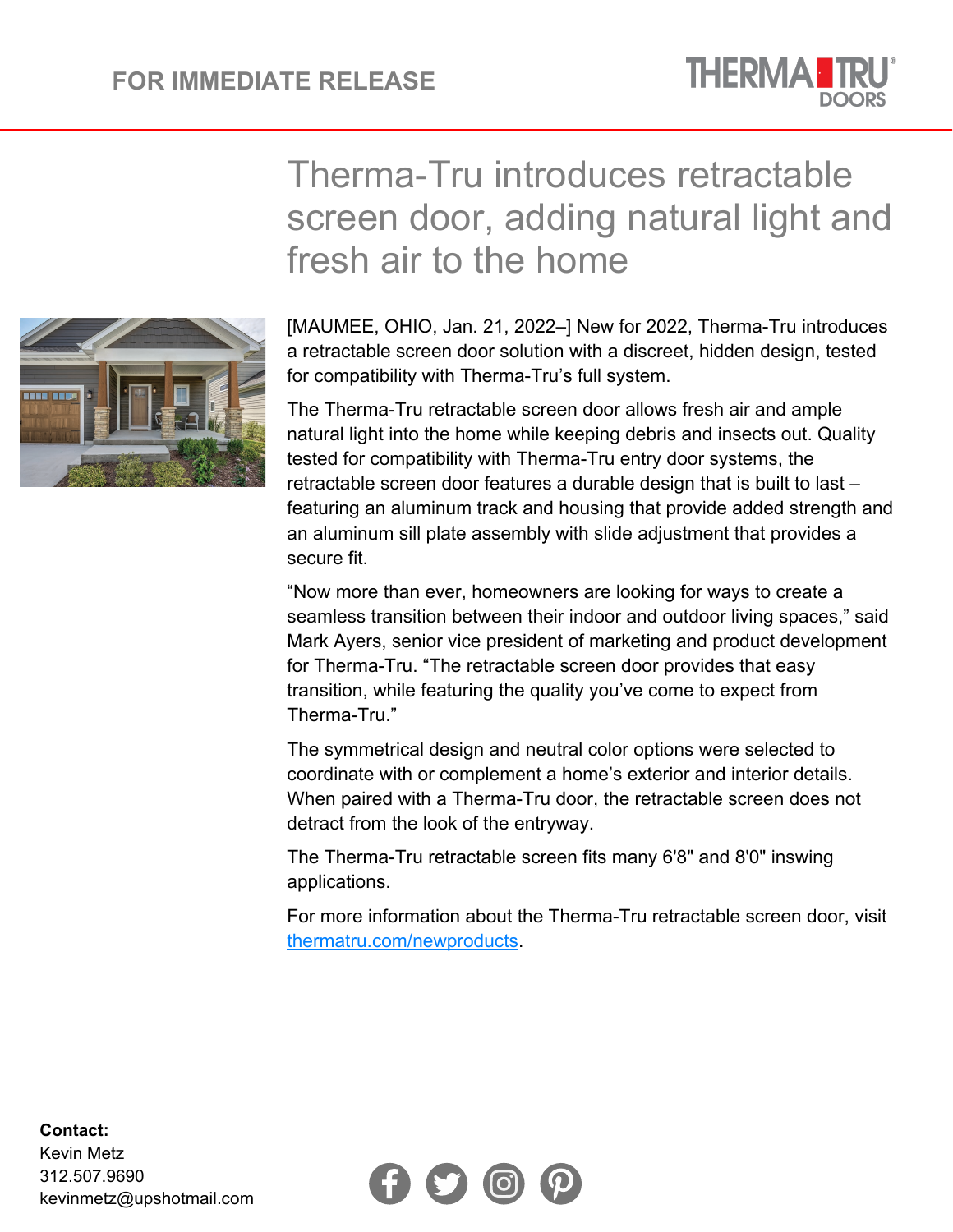FOR IMMEDIATE RELEASE

# Therma-Tru introduces retractable screen door, adding natural light and fresh air to the home

[MAUMEE, OHIO, Jan. 21, 2022–] New for 2022, Therma-Tru introduces a retractable screen door solution with a discreet, hidden design, tested for compatibility with Therma-Tru's full system.

The Therma-Tru retractable screen door allows fresh air and ample natural light into the home while keeping debris and insects out. Quality tested for compatibility with Therma-Tru entry door systems, the retractable screen door features a durable design that is built to last – featuring an aluminum track and housing that provide added strength and an aluminum sill plate assembly with slide adjustment that provides a secure fit.

"Now more than ever, homeowners are looking for ways to create a seamless transition between their indoor and outdoor living spaces," said Mark Ayers, senior vice president of marketing and product development for Therma-Tru. "The retractable screen door provides that easy transition, while featuring the quality you've come to expect from Therma-Tru."

The symmetrical design and neutral color options were selected to coordinate with or complement a home's exterior and interior details. When paired with a Therma-Tru door, the retractable screen does not detract from the look of the entryway.

The Therma-Tru retractable screen fits many 6'8" and 8'0" inswing applications.

For more information about the Therma-Tru retractable screen door, visit [thermatru.com/newproducts](thermatru.com/newproducts).

**Contact:**
Kevin Metz
312.507.9690
kevinmetz@upshotmail.com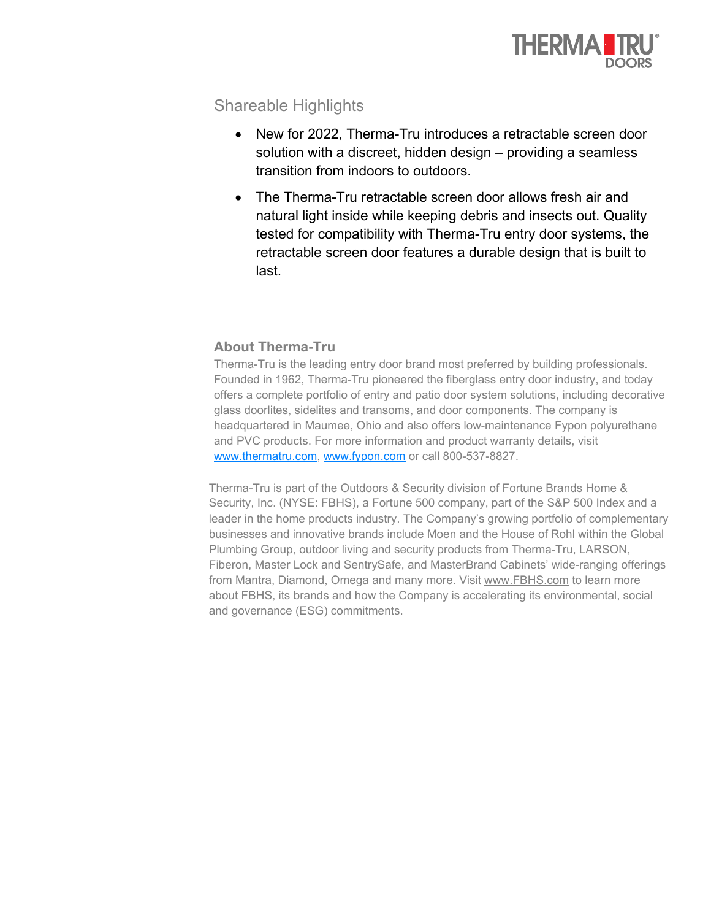## Shareable Highlights

- New for 2022, Therma-Tru introduces a retractable screen door solution with a discreet, hidden design – providing a seamless transition from indoors to outdoors.
- The Therma-Tru retractable screen door allows fresh air and natural light inside while keeping debris and insects out. Quality tested for compatibility with Therma-Tru entry door systems, the retractable screen door features a durable design that is built to last.

### About Therma-Tru

Therma-Tru is the leading entry door brand most preferred by building professionals. Founded in 1962, Therma-Tru pioneered the fiberglass entry door industry, and today offers a complete portfolio of entry and patio door system solutions, including decorative glass doorlites, sidelites and transoms, and door components. The company is headquartered in Maumee, Ohio and also offers low-maintenance Fypon polyurethane and PVC products. For more information and product warranty details, visit www.thermatru.com, www.fypon.com or call 800-537-8827.

Therma-Tru is part of the Outdoors & Security division of Fortune Brands Home & Security, Inc. (NYSE: FBHS), a Fortune 500 company, part of the S&P 500 Index and a leader in the home products industry. The Company's growing portfolio of complementary businesses and innovative brands include Moen and the House of Rohl within the Global Plumbing Group, outdoor living and security products from Therma-Tru, LARSON, Fiberon, Master Lock and SentrySafe, and MasterBrand Cabinets' wide-ranging offerings from Mantra, Diamond, Omega and many more. Visit www.FBHS.com to learn more about FBHS, its brands and how the Company is accelerating its environmental, social and governance (ESG) commitments.